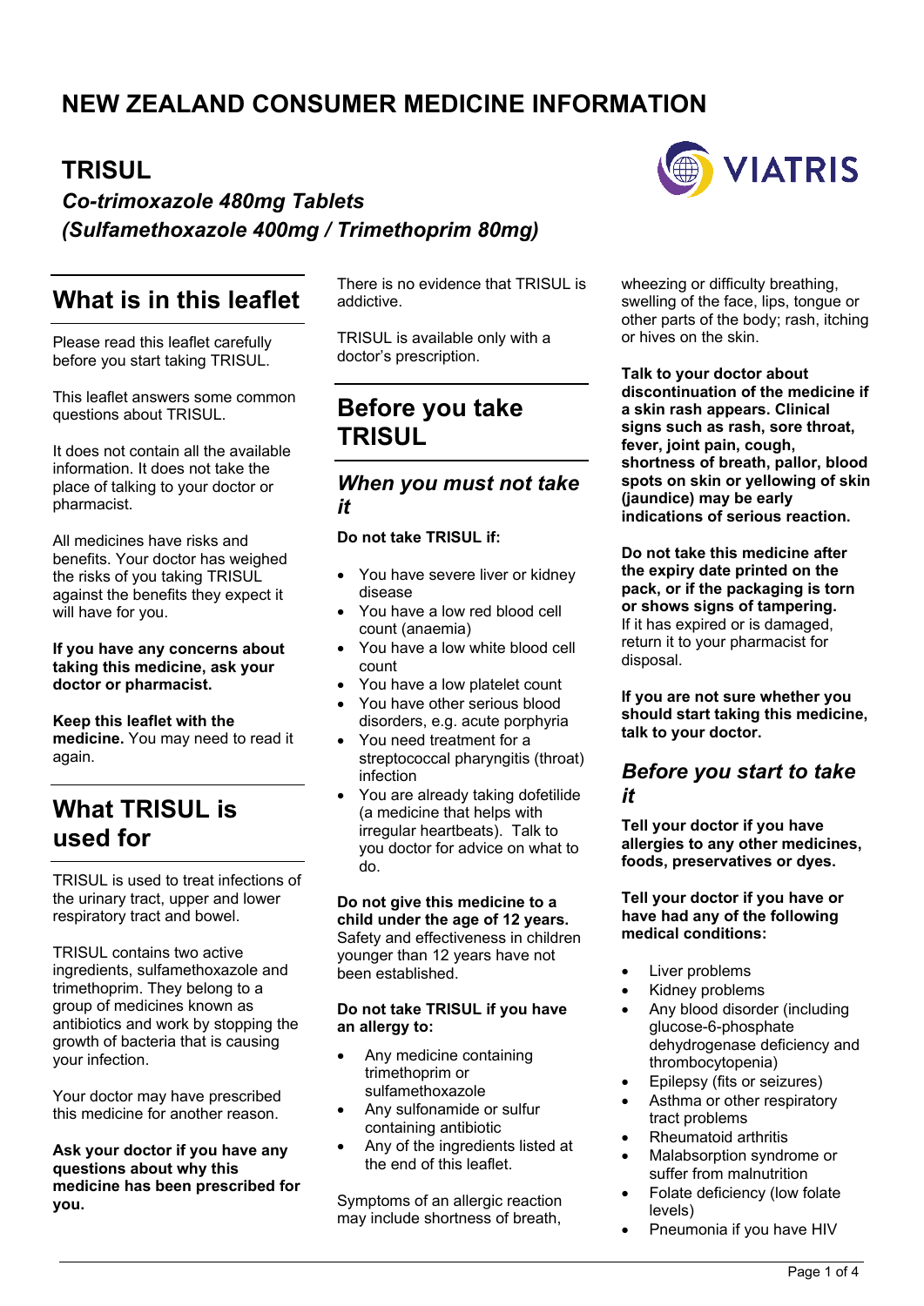# NEW ZEALAND CONSUMER MEDICINE INFORMATION

## TRISUL

***Co-trimoxazole 480mg Tablets***
***(Sulfamethoxazole 400mg / Trimethoprim 80mg)***

## What is in this leaflet

Please read this leaflet carefully before you start taking TRISUL.

This leaflet answers some common questions about TRISUL.

It does not contain all the available information. It does not take the place of talking to your doctor or pharmacist.

All medicines have risks and benefits. Your doctor has weighed the risks of you taking TRISUL against the benefits they expect it will have for you.

**If you have any concerns about taking this medicine, ask your doctor or pharmacist.**

**Keep this leaflet with the medicine.** You may need to read it again.

## What TRISUL is used for

TRISUL is used to treat infections of the urinary tract, upper and lower respiratory tract and bowel.

TRISUL contains two active ingredients, sulfamethoxazole and trimethoprim. They belong to a group of medicines known as antibiotics and work by stopping the growth of bacteria that is causing your infection.

Your doctor may have prescribed this medicine for another reason.

**Ask your doctor if you have any questions about why this medicine has been prescribed for you.**

There is no evidence that TRISUL is addictive.

TRISUL is available only with a doctor's prescription.

## Before you take TRISUL

### *When you must not take it*

**Do not take TRISUL if:**

- You have severe liver or kidney disease
- You have a low red blood cell count (anaemia)
- You have a low white blood cell count
- You have a low platelet count
- You have other serious blood disorders, e.g. acute porphyria
- You need treatment for a streptococcal pharyngitis (throat) infection
- You are already taking dofetilide (a medicine that helps with irregular heartbeats). Talk to you doctor for advice on what to do.

**Do not give this medicine to a child under the age of 12 years.** Safety and effectiveness in children younger than 12 years have not been established.

**Do not take TRISUL if you have an allergy to:**

- Any medicine containing trimethoprim or sulfamethoxazole
- Any sulfonamide or sulfur containing antibiotic
- Any of the ingredients listed at the end of this leaflet.

Symptoms of an allergic reaction may include shortness of breath, wheezing or difficulty breathing, swelling of the face, lips, tongue or other parts of the body; rash, itching or hives on the skin.

**Talk to your doctor about discontinuation of the medicine if a skin rash appears. Clinical signs such as rash, sore throat, fever, joint pain, cough, shortness of breath, pallor, blood spots on skin or yellowing of skin (jaundice) may be early indications of serious reaction.**

**Do not take this medicine after the expiry date printed on the pack, or if the packaging is torn or shows signs of tampering.** If it has expired or is damaged, return it to your pharmacist for disposal.

**If you are not sure whether you should start taking this medicine, talk to your doctor.**

### *Before you start to take it*

**Tell your doctor if you have allergies to any other medicines, foods, preservatives or dyes.**

**Tell your doctor if you have or have had any of the following medical conditions:**

- Liver problems
- Kidney problems
- Any blood disorder (including glucose-6-phosphate dehydrogenase deficiency and thrombocytopenia)
- Epilepsy (fits or seizures)
- Asthma or other respiratory tract problems
- Rheumatoid arthritis
- Malabsorption syndrome or suffer from malnutrition
- Folate deficiency (low folate levels)
- Pneumonia if you have HIV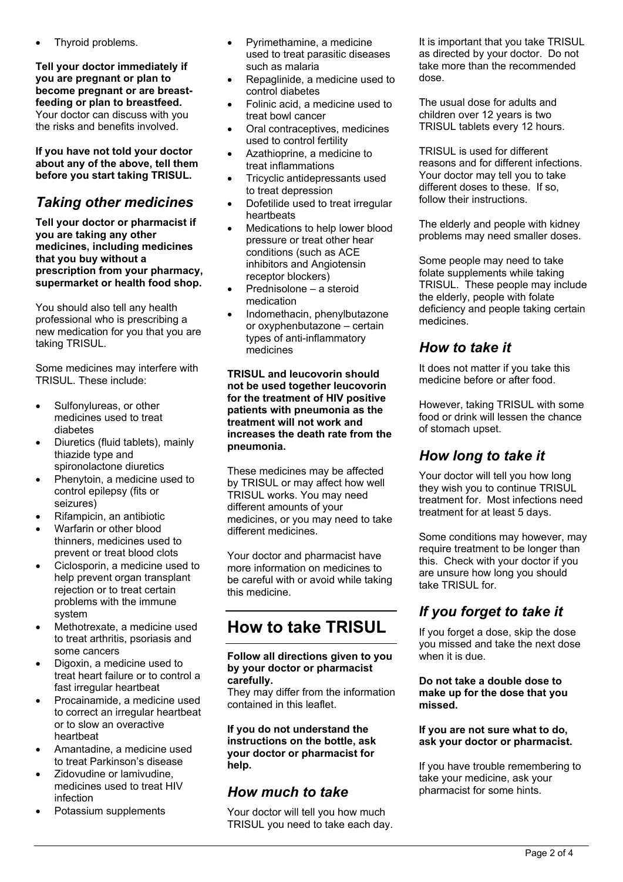- Thyroid problems.

**Tell your doctor immediately if you are pregnant or plan to become pregnant or are breast-feeding or plan to breastfeed.** Your doctor can discuss with you the risks and benefits involved.

**If you have not told your doctor about any of the above, tell them before you start taking TRISUL.**

## *Taking other medicines*

**Tell your doctor or pharmacist if you are taking any other medicines, including medicines that you buy without a prescription from your pharmacy, supermarket or health food shop.**

You should also tell any health professional who is prescribing a new medication for you that you are taking TRISUL.

Some medicines may interfere with TRISUL. These include:

- Sulfonylureas, or other medicines used to treat diabetes
- Diuretics (fluid tablets), mainly thiazide type and spironolactone diuretics
- Phenytoin, a medicine used to control epilepsy (fits or seizures)
- Rifampicin, an antibiotic
- Warfarin or other blood thinners, medicines used to prevent or treat blood clots
- Ciclosporin, a medicine used to help prevent organ transplant rejection or to treat certain problems with the immune system
- Methotrexate, a medicine used to treat arthritis, psoriasis and some cancers
- Digoxin, a medicine used to treat heart failure or to control a fast irregular heartbeat
- Procainamide, a medicine used to correct an irregular heartbeat or to slow an overactive heartbeat
- Amantadine, a medicine used to treat Parkinson's disease
- Zidovudine or lamivudine, medicines used to treat HIV infection
- Potassium supplements
- Pyrimethamine, a medicine used to treat parasitic diseases such as malaria
- Repaglinide, a medicine used to control diabetes
- Folinic acid, a medicine used to treat bowl cancer
- Oral contraceptives, medicines used to control fertility
- Azathioprine, a medicine to treat inflammations
- Tricyclic antidepressants used to treat depression
- Dofetilide used to treat irregular heartbeats
- Medications to help lower blood pressure or treat other hear conditions (such as ACE inhibitors and Angiotensin receptor blockers)
- Prednisolone – a steroid medication
- Indomethacin, phenylbutazone or oxyphenbutazone – certain types of anti-inflammatory medicines

**TRISUL and leucovorin should not be used together leucovorin for the treatment of HIV positive patients with pneumonia as the treatment will not work and increases the death rate from the pneumonia.**

These medicines may be affected by TRISUL or may affect how well TRISUL works. You may need different amounts of your medicines, or you may need to take different medicines.

Your doctor and pharmacist have more information on medicines to be careful with or avoid while taking this medicine.

# How to take TRISUL

**Follow all directions given to you by your doctor or pharmacist carefully.**
They may differ from the information contained in this leaflet.

**If you do not understand the instructions on the bottle, ask your doctor or pharmacist for help.**

## *How much to take*

Your doctor will tell you how much TRISUL you need to take each day.

It is important that you take TRISUL as directed by your doctor. Do not take more than the recommended dose.

The usual dose for adults and children over 12 years is two TRISUL tablets every 12 hours.

TRISUL is used for different reasons and for different infections. Your doctor may tell you to take different doses to these. If so, follow their instructions.

The elderly and people with kidney problems may need smaller doses.

Some people may need to take folate supplements while taking TRISUL. These people may include the elderly, people with folate deficiency and people taking certain medicines.

## *How to take it*

It does not matter if you take this medicine before or after food.

However, taking TRISUL with some food or drink will lessen the chance of stomach upset.

## *How long to take it*

Your doctor will tell you how long they wish you to continue TRISUL treatment for. Most infections need treatment for at least 5 days.

Some conditions may however, may require treatment to be longer than this. Check with your doctor if you are unsure how long you should take TRISUL for.

## *If you forget to take it*

If you forget a dose, skip the dose you missed and take the next dose when it is due.

**Do not take a double dose to make up for the dose that you missed.**

**If you are not sure what to do, ask your doctor or pharmacist.**

If you have trouble remembering to take your medicine, ask your pharmacist for some hints.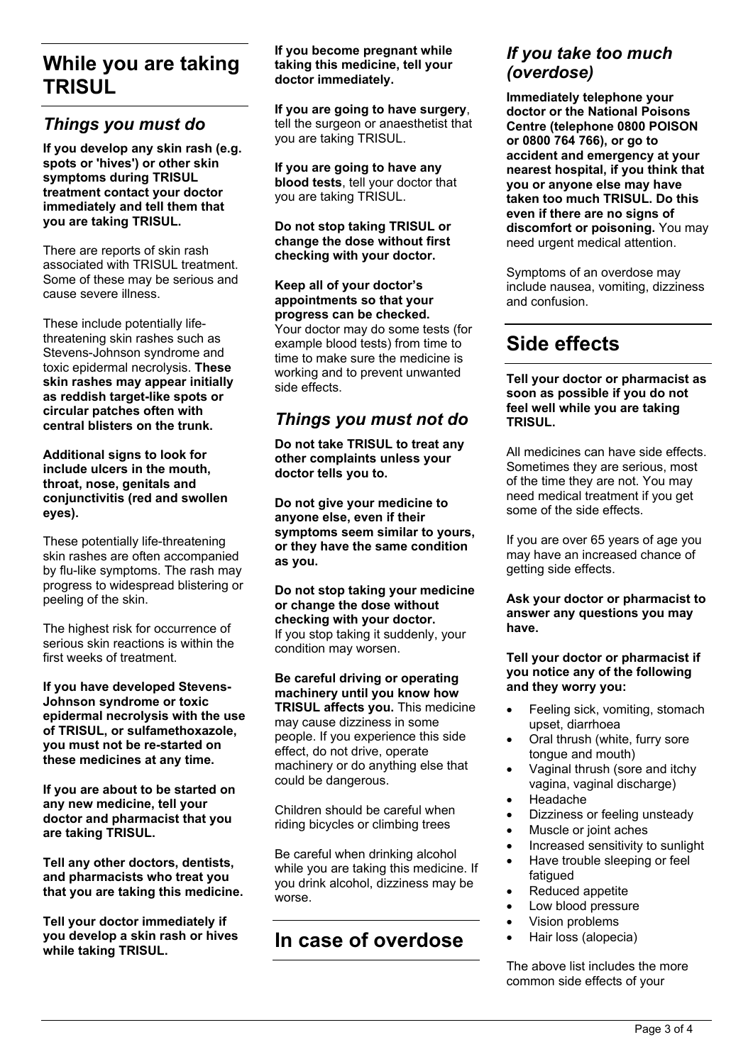# While you are taking TRISUL

## *Things you must do*

**If you develop any skin rash (e.g. spots or 'hives') or other skin symptoms during TRISUL treatment contact your doctor immediately and tell them that you are taking TRISUL.**

There are reports of skin rash associated with TRISUL treatment. Some of these may be serious and cause severe illness.

These include potentially life-threatening skin rashes such as Stevens-Johnson syndrome and toxic epidermal necrolysis. **These skin rashes may appear initially as reddish target-like spots or circular patches often with central blisters on the trunk.**

**Additional signs to look for include ulcers in the mouth, throat, nose, genitals and conjunctivitis (red and swollen eyes).**

These potentially life-threatening skin rashes are often accompanied by flu-like symptoms. The rash may progress to widespread blistering or peeling of the skin.

The highest risk for occurrence of serious skin reactions is within the first weeks of treatment.

**If you have developed Stevens-Johnson syndrome or toxic epidermal necrolysis with the use of TRISUL, or sulfamethoxazole, you must not be re-started on these medicines at any time.**

**If you are about to be started on any new medicine, tell your doctor and pharmacist that you are taking TRISUL.**

**Tell any other doctors, dentists, and pharmacists who treat you that you are taking this medicine.**

**Tell your doctor immediately if you develop a skin rash or hives while taking TRISUL.**

**If you become pregnant while taking this medicine, tell your doctor immediately.**

**If you are going to have surgery**, tell the surgeon or anaesthetist that you are taking TRISUL.

**If you are going to have any blood tests**, tell your doctor that you are taking TRISUL.

**Do not stop taking TRISUL or change the dose without checking with your doctor.**

**Keep all of your doctor's appointments so that your progress can be checked.**
Your doctor may do some tests (for example blood tests) from time to time to make sure the medicine is working and to prevent unwanted side effects.

## *Things you must not do*

**Do not take TRISUL to treat any other complaints unless your doctor tells you to.**

**Do not give your medicine to anyone else, even if their symptoms seem similar to yours, or they have the same condition as you.**

**Do not stop taking your medicine or change the dose without checking with your doctor.**
If you stop taking it suddenly, your condition may worsen.

**Be careful driving or operating machinery until you know how TRISUL affects you.** This medicine may cause dizziness in some people. If you experience this side effect, do not drive, operate machinery or do anything else that could be dangerous.

Children should be careful when riding bicycles or climbing trees

Be careful when drinking alcohol while you are taking this medicine. If you drink alcohol, dizziness may be worse.

# In case of overdose

## *If you take too much (overdose)*

**Immediately telephone your doctor or the National Poisons Centre (telephone 0800 POISON or 0800 764 766), or go to accident and emergency at your nearest hospital, if you think that you or anyone else may have taken too much TRISUL. Do this even if there are no signs of discomfort or poisoning.** You may need urgent medical attention.

Symptoms of an overdose may include nausea, vomiting, dizziness and confusion.

# Side effects

**Tell your doctor or pharmacist as soon as possible if you do not feel well while you are taking TRISUL.**

All medicines can have side effects. Sometimes they are serious, most of the time they are not. You may need medical treatment if you get some of the side effects.

If you are over 65 years of age you may have an increased chance of getting side effects.

**Ask your doctor or pharmacist to answer any questions you may have.**

**Tell your doctor or pharmacist if you notice any of the following and they worry you:**

- Feeling sick, vomiting, stomach upset, diarrhoea
- Oral thrush (white, furry sore tongue and mouth)
- Vaginal thrush (sore and itchy vagina, vaginal discharge)
- Headache
- Dizziness or feeling unsteady
- Muscle or joint aches
- Increased sensitivity to sunlight
- Have trouble sleeping or feel fatigued
- Reduced appetite
- Low blood pressure
- Vision problems
- Hair loss (alopecia)

The above list includes the more common side effects of your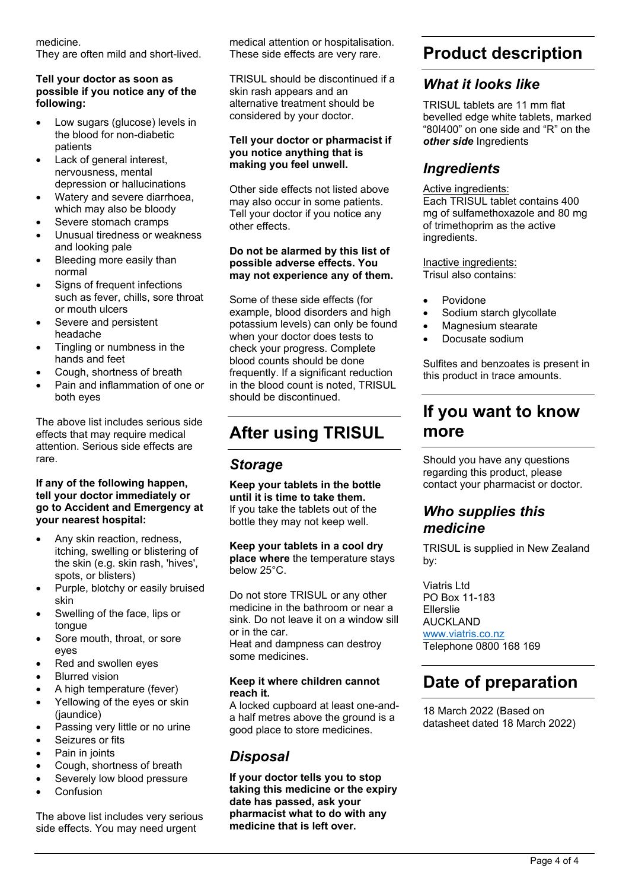medicine.
They are often mild and short-lived.

**Tell your doctor as soon as possible if you notice any of the following:**

- Low sugars (glucose) levels in the blood for non-diabetic patients
- Lack of general interest, nervousness, mental depression or hallucinations
- Watery and severe diarrhoea, which may also be bloody
- Severe stomach cramps
- Unusual tiredness or weakness and looking pale
- Bleeding more easily than normal
- Signs of frequent infections such as fever, chills, sore throat or mouth ulcers
- Severe and persistent headache
- Tingling or numbness in the hands and feet
- Cough, shortness of breath
- Pain and inflammation of one or both eyes

The above list includes serious side effects that may require medical attention. Serious side effects are rare.

**If any of the following happen, tell your doctor immediately or go to Accident and Emergency at your nearest hospital:**

- Any skin reaction, redness, itching, swelling or blistering of the skin (e.g. skin rash, 'hives', spots, or blisters)
- Purple, blotchy or easily bruised skin
- Swelling of the face, lips or tongue
- Sore mouth, throat, or sore eyes
- Red and swollen eyes
- Blurred vision
- A high temperature (fever)
- Yellowing of the eyes or skin (jaundice)
- Passing very little or no urine
- Seizures or fits
- Pain in joints
- Cough, shortness of breath
- Severely low blood pressure
- Confusion

The above list includes very serious side effects. You may need urgent medical attention or hospitalisation. These side effects are very rare.

TRISUL should be discontinued if a skin rash appears and an alternative treatment should be considered by your doctor.

**Tell your doctor or pharmacist if you notice anything that is making you feel unwell.**

Other side effects not listed above may also occur in some patients. Tell your doctor if you notice any other effects.

**Do not be alarmed by this list of possible adverse effects. You may not experience any of them.**

Some of these side effects (for example, blood disorders and high potassium levels) can only be found when your doctor does tests to check your progress. Complete blood counts should be done frequently. If a significant reduction in the blood count is noted, TRISUL should be discontinued.

# After using TRISUL

## *Storage*

**Keep your tablets in the bottle until it is time to take them.**
If you take the tablets out of the bottle they may not keep well.

**Keep your tablets in a cool dry place where** the temperature stays below 25°C.

Do not store TRISUL or any other medicine in the bathroom or near a sink. Do not leave it on a window sill or in the car.
Heat and dampness can destroy some medicines.

**Keep it where children cannot reach it.**
A locked cupboard at least one-and-a half metres above the ground is a good place to store medicines.

## *Disposal*

**If your doctor tells you to stop taking this medicine or the expiry date has passed, ask your pharmacist what to do with any medicine that is left over.**

# Product description

## *What it looks like*

TRISUL tablets are 11 mm flat bevelled edge white tablets, marked "80I400" on one side and "R" on the ***other side*** Ingredients

## *Ingredients*

Active ingredients:
Each TRISUL tablet contains 400 mg of sulfamethoxazole and 80 mg of trimethoprim as the active ingredients.

Inactive ingredients:
Trisul also contains:

- Povidone
- Sodium starch glycollate
- Magnesium stearate
- Docusate sodium

Sulfites and benzoates is present in this product in trace amounts.

# If you want to know more

Should you have any questions regarding this product, please contact your pharmacist or doctor.

## *Who supplies this medicine*

TRISUL is supplied in New Zealand by:

Viatris Ltd
PO Box 11-183
Ellerslie
AUCKLAND
www.viatris.co.nz
Telephone 0800 168 169

# Date of preparation

18 March 2022 (Based on datasheet dated 18 March 2022)